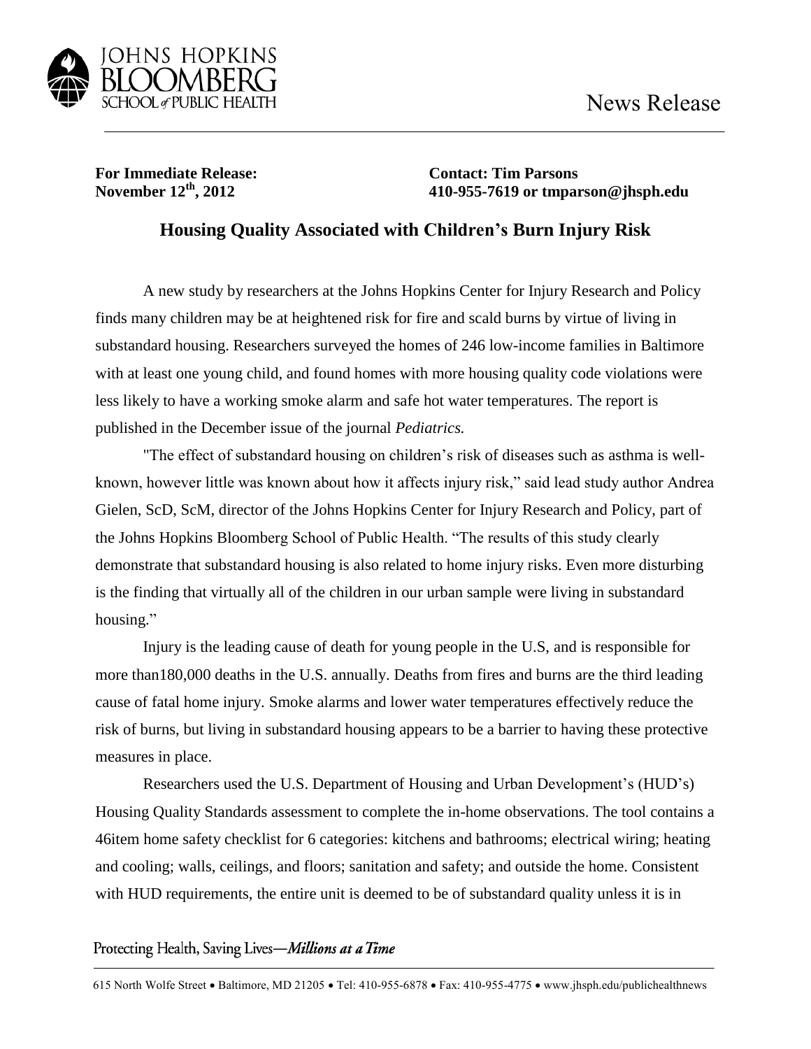JOHNS HOPKINS BLOOMBERG SCHOOL of PUBLIC HEALTH

News Release

**For Immediate Release:**
**November 12th, 2012**

**Contact: Tim Parsons**
**410-955-7619 or tmparson@jhsph.edu**

## Housing Quality Associated with Children's Burn Injury Risk

A new study by researchers at the Johns Hopkins Center for Injury Research and Policy finds many children may be at heightened risk for fire and scald burns by virtue of living in substandard housing. Researchers surveyed the homes of 246 low-income families in Baltimore with at least one young child, and found homes with more housing quality code violations were less likely to have a working smoke alarm and safe hot water temperatures. The report is published in the December issue of the journal *Pediatrics.*

"The effect of substandard housing on children's risk of diseases such as asthma is well-known, however little was known about how it affects injury risk," said lead study author Andrea Gielen, ScD, ScM, director of the Johns Hopkins Center for Injury Research and Policy, part of the Johns Hopkins Bloomberg School of Public Health. "The results of this study clearly demonstrate that substandard housing is also related to home injury risks. Even more disturbing is the finding that virtually all of the children in our urban sample were living in substandard housing."

Injury is the leading cause of death for young people in the U.S, and is responsible for more than180,000 deaths in the U.S. annually. Deaths from fires and burns are the third leading cause of fatal home injury. Smoke alarms and lower water temperatures effectively reduce the risk of burns, but living in substandard housing appears to be a barrier to having these protective measures in place.

Researchers used the U.S. Department of Housing and Urban Development's (HUD's) Housing Quality Standards assessment to complete the in-home observations. The tool contains a 46item home safety checklist for 6 categories: kitchens and bathrooms; electrical wiring; heating and cooling; walls, ceilings, and floors; sanitation and safety; and outside the home. Consistent with HUD requirements, the entire unit is deemed to be of substandard quality unless it is in

Protecting Health, Saving Lives—*Millions at a Time*

615 North Wolfe Street • Baltimore, MD 21205 • Tel: 410-955-6878 • Fax: 410-955-4775 • www.jhsph.edu/publichealthnews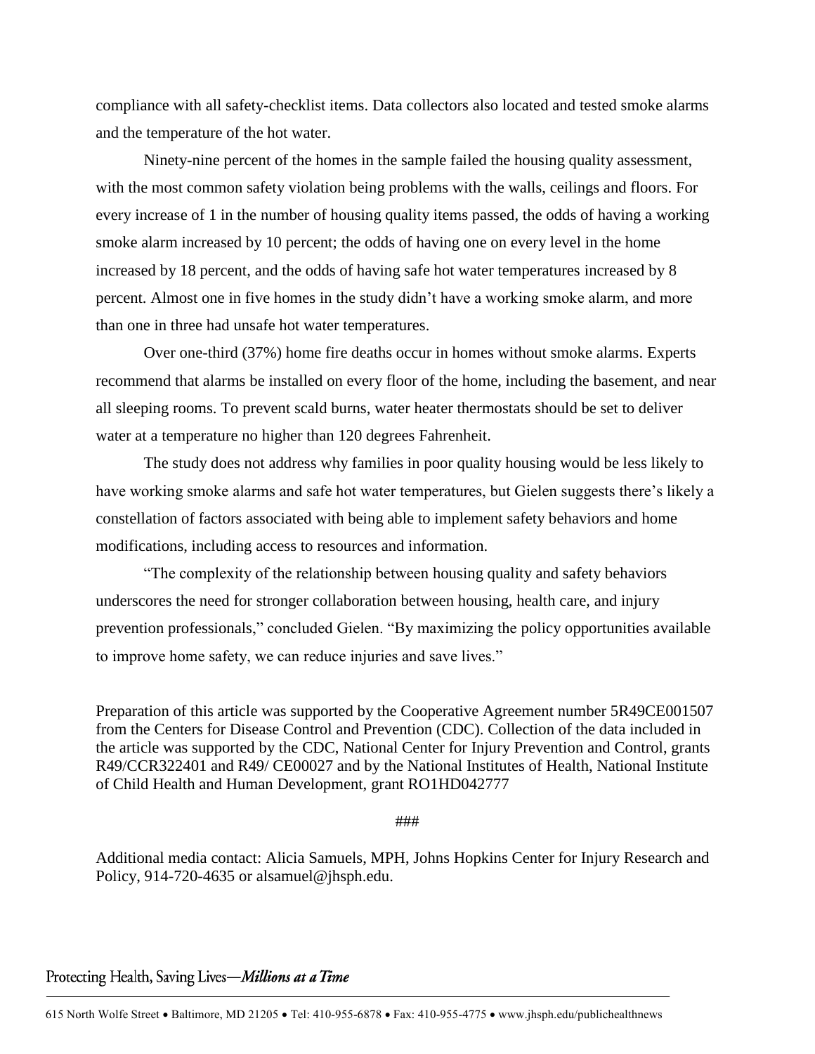compliance with all safety-checklist items. Data collectors also located and tested smoke alarms and the temperature of the hot water.

Ninety-nine percent of the homes in the sample failed the housing quality assessment, with the most common safety violation being problems with the walls, ceilings and floors. For every increase of 1 in the number of housing quality items passed, the odds of having a working smoke alarm increased by 10 percent; the odds of having one on every level in the home increased by 18 percent, and the odds of having safe hot water temperatures increased by 8 percent. Almost one in five homes in the study didn't have a working smoke alarm, and more than one in three had unsafe hot water temperatures.

Over one-third (37%) home fire deaths occur in homes without smoke alarms. Experts recommend that alarms be installed on every floor of the home, including the basement, and near all sleeping rooms. To prevent scald burns, water heater thermostats should be set to deliver water at a temperature no higher than 120 degrees Fahrenheit.

The study does not address why families in poor quality housing would be less likely to have working smoke alarms and safe hot water temperatures, but Gielen suggests there's likely a constellation of factors associated with being able to implement safety behaviors and home modifications, including access to resources and information.

"The complexity of the relationship between housing quality and safety behaviors underscores the need for stronger collaboration between housing, health care, and injury prevention professionals," concluded Gielen. "By maximizing the policy opportunities available to improve home safety, we can reduce injuries and save lives."

Preparation of this article was supported by the Cooperative Agreement number 5R49CE001507 from the Centers for Disease Control and Prevention (CDC). Collection of the data included in the article was supported by the CDC, National Center for Injury Prevention and Control, grants R49/CCR322401 and R49/ CE00027 and by the National Institutes of Health, National Institute of Child Health and Human Development, grant RO1HD042777

###

Additional media contact: Alicia Samuels, MPH, Johns Hopkins Center for Injury Research and Policy, 914-720-4635 or alsamuel@jhsph.edu.